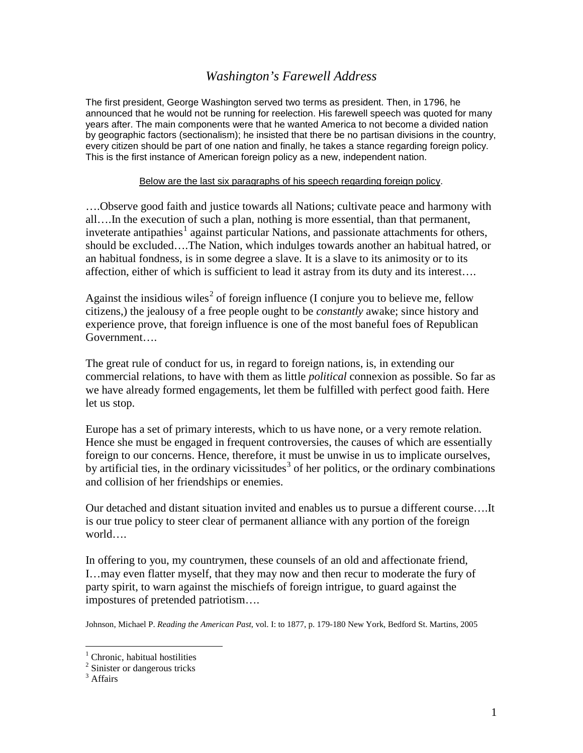# *Washington's Farewell Address*

The first president, George Washington served two terms as president. Then, in 1796, he announced that he would not be running for reelection. His farewell speech was quoted for many years after. The main components were that he wanted America to not become a divided nation by geographic factors (sectionalism); he insisted that there be no partisan divisions in the country, every citizen should be part of one nation and finally, he takes a stance regarding foreign policy. This is the first instance of American foreign policy as a new, independent nation.

Below are the last six paragraphs of his speech regarding foreign policy.

….Observe good faith and justice towards all Nations; cultivate peace and harmony with all….In the execution of such a plan, nothing is more essential, than that permanent, inveterate antipathies[1] against particular Nations, and passionate attachments for others, should be excluded….The Nation, which indulges towards another an habitual hatred, or an habitual fondness, is in some degree a slave. It is a slave to its animosity or to its affection, either of which is sufficient to lead it astray from its duty and its interest….

Against the insidious wiles[2] of foreign influence (I conjure you to believe me, fellow citizens,) the jealousy of a free people ought to be *constantly* awake; since history and experience prove, that foreign influence is one of the most baneful foes of Republican Government….

The great rule of conduct for us, in regard to foreign nations, is, in extending our commercial relations, to have with them as little *political* connexion as possible. So far as we have already formed engagements, let them be fulfilled with perfect good faith. Here let us stop.

Europe has a set of primary interests, which to us have none, or a very remote relation. Hence she must be engaged in frequent controversies, the causes of which are essentially foreign to our concerns. Hence, therefore, it must be unwise in us to implicate ourselves, by artificial ties, in the ordinary vicissitudes[3] of her politics, or the ordinary combinations and collision of her friendships or enemies.

Our detached and distant situation invited and enables us to pursue a different course….It is our true policy to steer clear of permanent alliance with any portion of the foreign world….

In offering to you, my countrymen, these counsels of an old and affectionate friend, I…may even flatter myself, that they may now and then recur to moderate the fury of party spirit, to warn against the mischiefs of foreign intrigue, to guard against the impostures of pretended patriotism….

Johnson, Michael P. *Reading the American Past*, vol. I: to 1877, p. 179-180 New York, Bedford St. Martins, 2005

---

[1] Chronic, habitual hostilities
[2] Sinister or dangerous tricks
[3] Affairs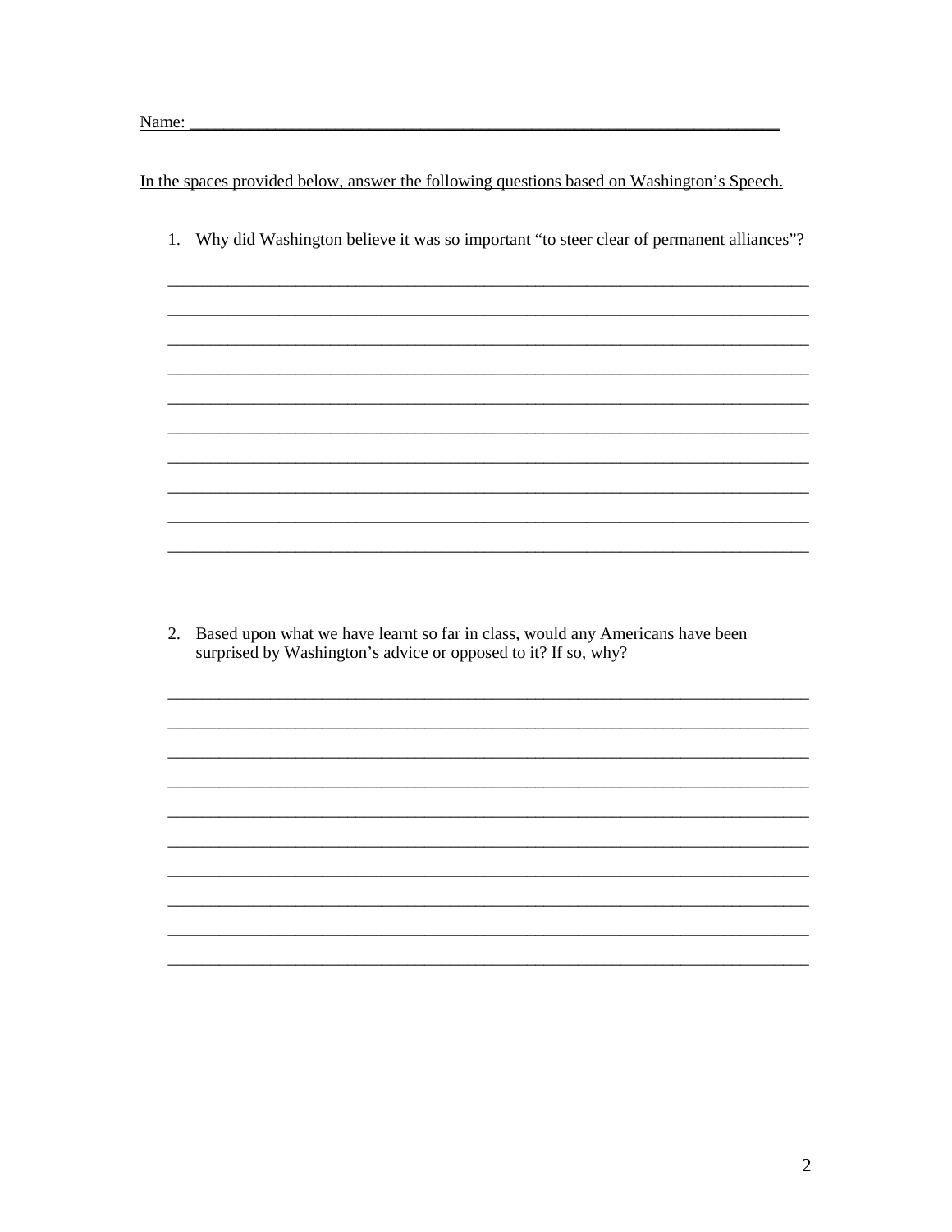Name: ____________________________________________________________

In the spaces provided below, answer the following questions based on Washington's Speech.

1. Why did Washington believe it was so important "to steer clear of permanent alliances"?

___________________________________________________________________________
___________________________________________________________________________
___________________________________________________________________________
___________________________________________________________________________
___________________________________________________________________________
___________________________________________________________________________
___________________________________________________________________________
___________________________________________________________________________
___________________________________________________________________________
___________________________________________________________________________

2. Based upon what we have learnt so far in class, would any Americans have been surprised by Washington's advice or opposed to it? If so, why?

___________________________________________________________________________
___________________________________________________________________________
___________________________________________________________________________
___________________________________________________________________________
___________________________________________________________________________
___________________________________________________________________________
___________________________________________________________________________
___________________________________________________________________________
___________________________________________________________________________
___________________________________________________________________________